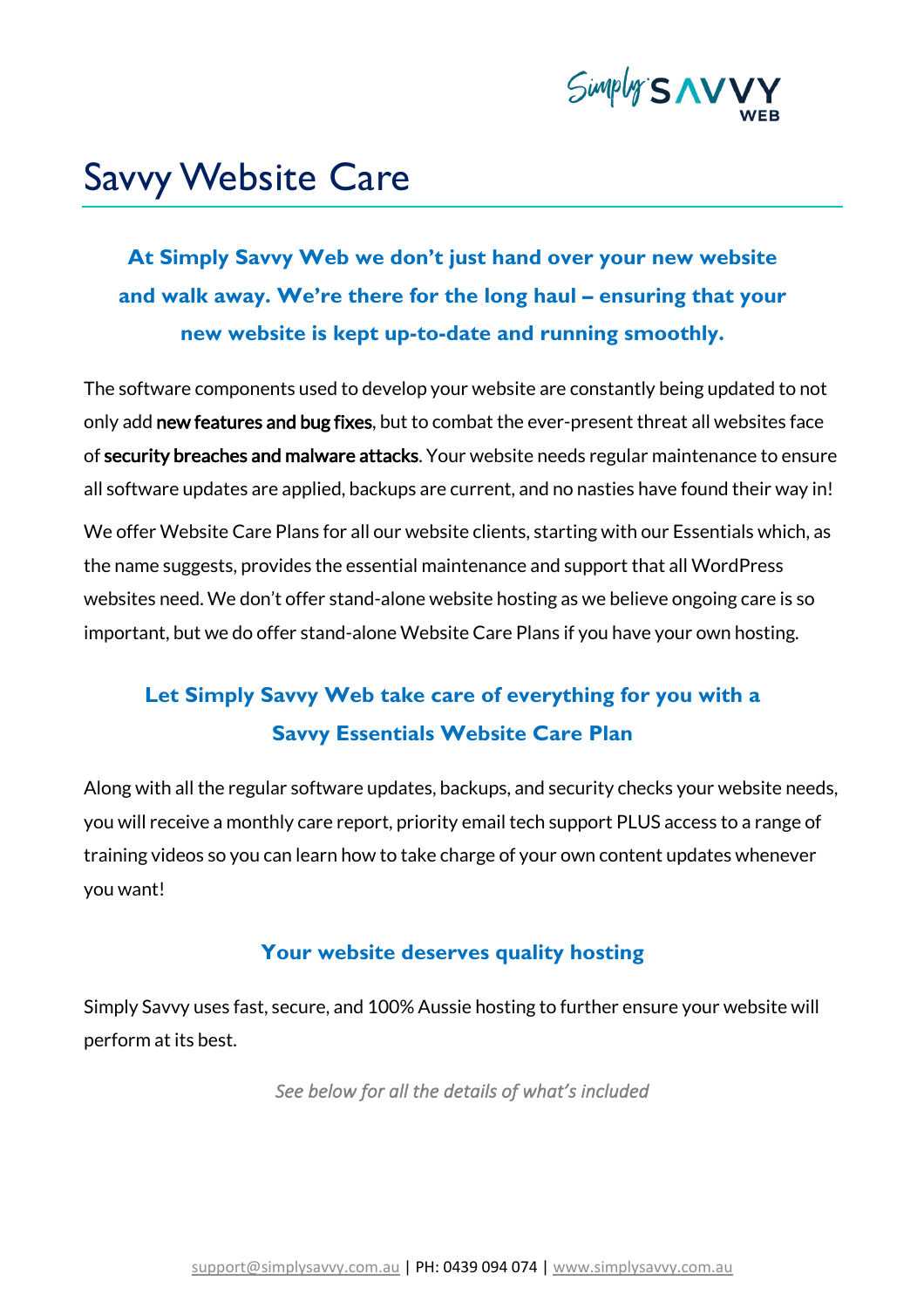# Savvy Website Care

**At Simply Savvy Web we don't just hand over your new website and walk away. We're there for the long haul – ensuring that your new website is kept up-to-date and running smoothly.**

The software components used to develop your website are constantly being updated to not only add **new features and bug fixes**, but to combat the ever-present threat all websites face of **security breaches and malware attacks**. Your website needs regular maintenance to ensure all software updates are applied, backups are current, and no nasties have found their way in!

We offer Website Care Plans for all our website clients, starting with our Essentials which, as the name suggests, provides the essential maintenance and support that all WordPress websites need. We don't offer stand-alone website hosting as we believe ongoing care is so important, but we do offer stand-alone Website Care Plans if you have your own hosting.

## Let Simply Savvy Web take care of everything for you with a Savvy Essentials Website Care Plan

Along with all the regular software updates, backups, and security checks your website needs, you will receive a monthly care report, priority email tech support PLUS access to a range of training videos so you can learn how to take charge of your own content updates whenever you want!

## Your website deserves quality hosting

Simply Savvy uses fast, secure, and 100% Aussie hosting to further ensure your website will perform at its best.

*See below for all the details of what's included*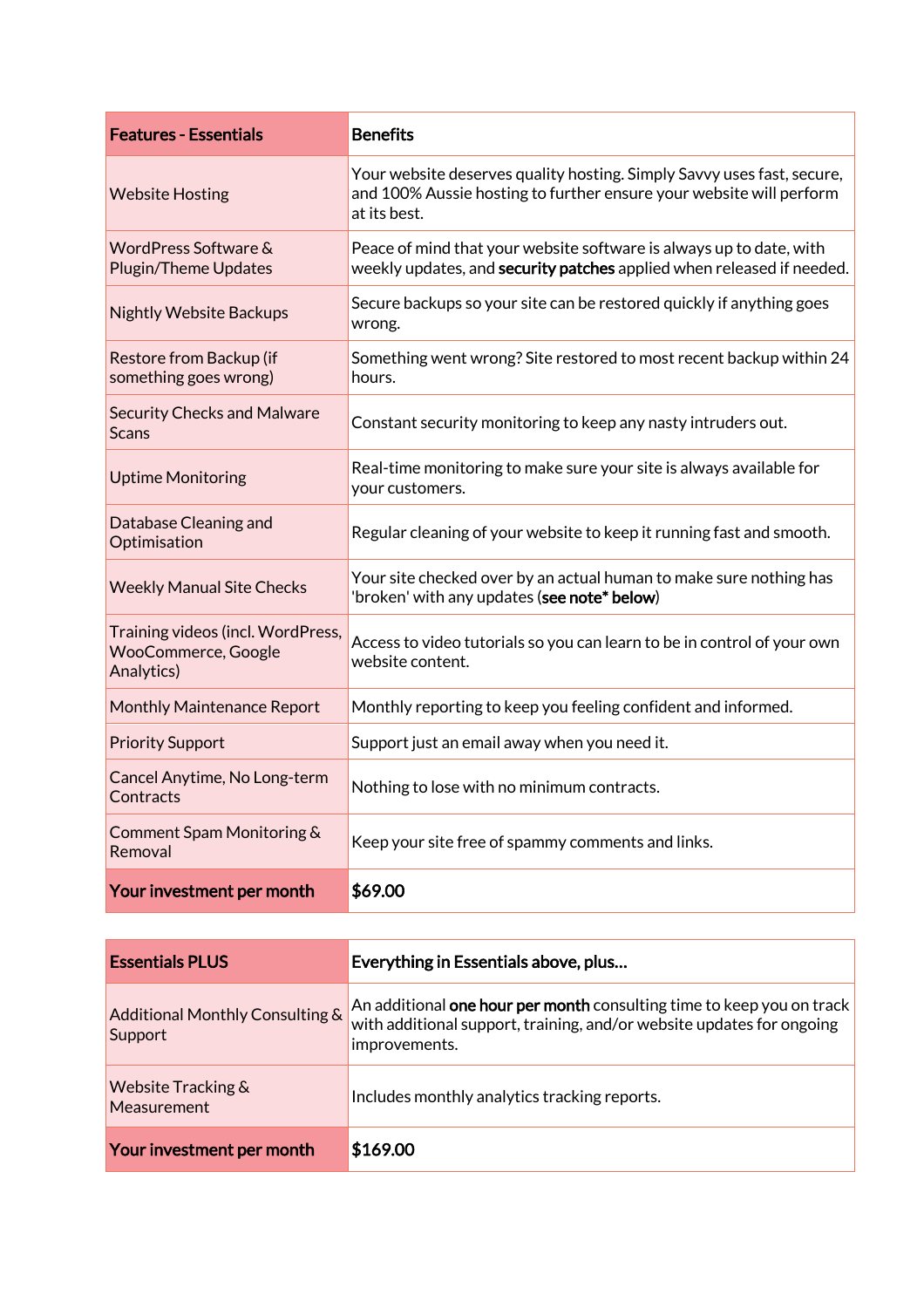| **Features - Essentials** | **Benefits** |
|---|---|
| Website Hosting | Your website deserves quality hosting. Simply Savvy uses fast, secure, and 100% Aussie hosting to further ensure your website will perform at its best. |
| WordPress Software & Plugin/Theme Updates | Peace of mind that your website software is always up to date, with weekly updates, and **security patches** applied when released if needed. |
| Nightly Website Backups | Secure backups so your site can be restored quickly if anything goes wrong. |
| Restore from Backup (if something goes wrong) | Something went wrong? Site restored to most recent backup within 24 hours. |
| Security Checks and Malware Scans | Constant security monitoring to keep any nasty intruders out. |
| Uptime Monitoring | Real-time monitoring to make sure your site is always available for your customers. |
| Database Cleaning and Optimisation | Regular cleaning of your website to keep it running fast and smooth. |
| Weekly Manual Site Checks | Your site checked over by an actual human to make sure nothing has 'broken' with any updates (**see note* below**) |
| Training videos (incl. WordPress, WooCommerce, Google Analytics) | Access to video tutorials so you can learn to be in control of your own website content. |
| Monthly Maintenance Report | Monthly reporting to keep you feeling confident and informed. |
| Priority Support | Support just an email away when you need it. |
| Cancel Anytime, No Long-term Contracts | Nothing to lose with no minimum contracts. |
| Comment Spam Monitoring & Removal | Keep your site free of spammy comments and links. |
| **Your investment per month** | **$69.00** |

| **Essentials PLUS** | **Everything in Essentials above, plus...** |
|---|---|
| Additional Monthly Consulting & Support | An additional **one hour per month** consulting time to keep you on track with additional support, training, and/or website updates for ongoing improvements. |
| Website Tracking & Measurement | Includes monthly analytics tracking reports. |
| **Your investment per month** | **$169.00** |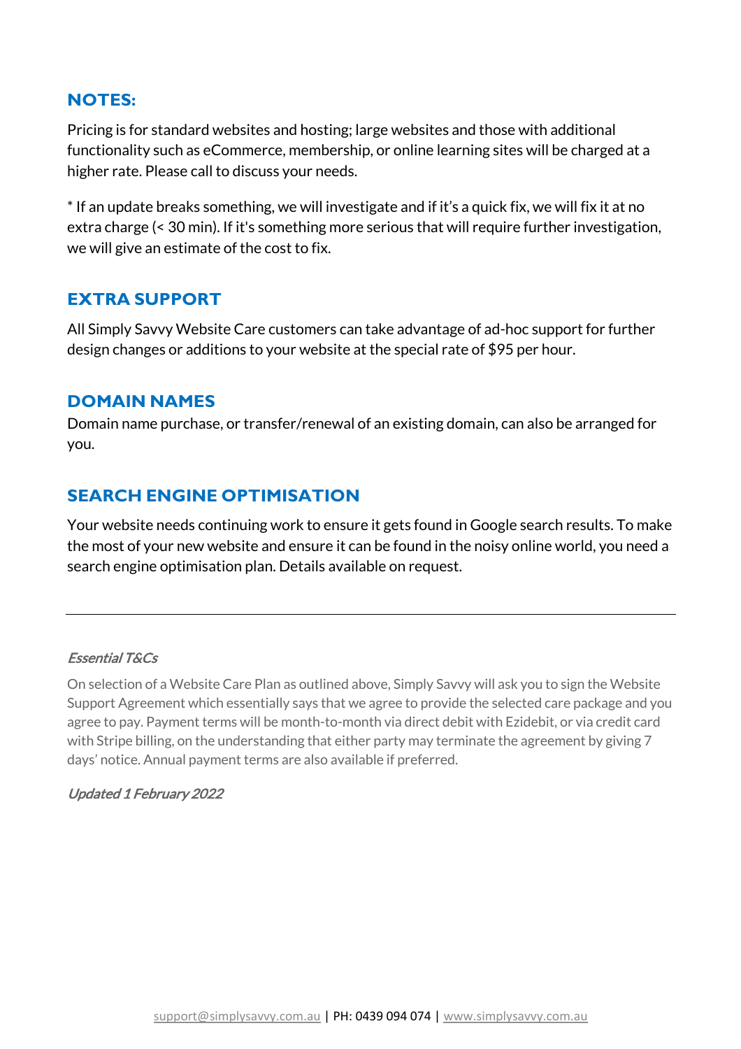## NOTES:

Pricing is for standard websites and hosting; large websites and those with additional functionality such as eCommerce, membership, or online learning sites will be charged at a higher rate. Please call to discuss your needs.

* If an update breaks something, we will investigate and if it's a quick fix, we will fix it at no extra charge (< 30 min). If it's something more serious that will require further investigation, we will give an estimate of the cost to fix.

## EXTRA SUPPORT

All Simply Savvy Website Care customers can take advantage of ad-hoc support for further design changes or additions to your website at the special rate of $95 per hour.

## DOMAIN NAMES

Domain name purchase, or transfer/renewal of an existing domain, can also be arranged for you.

## SEARCH ENGINE OPTIMISATION

Your website needs continuing work to ensure it gets found in Google search results. To make the most of your new website and ensure it can be found in the noisy online world, you need a search engine optimisation plan. Details available on request.

---

*Essential T&Cs*

On selection of a Website Care Plan as outlined above, Simply Savvy will ask you to sign the Website Support Agreement which essentially says that we agree to provide the selected care package and you agree to pay. Payment terms will be month-to-month via direct debit with Ezidebit, or via credit card with Stripe billing, on the understanding that either party may terminate the agreement by giving 7 days' notice. Annual payment terms are also available if preferred.

*Updated 1 February 2022*

support@simplysavvy.com.au | PH: 0439 094 074 | www.simplysavvy.com.au